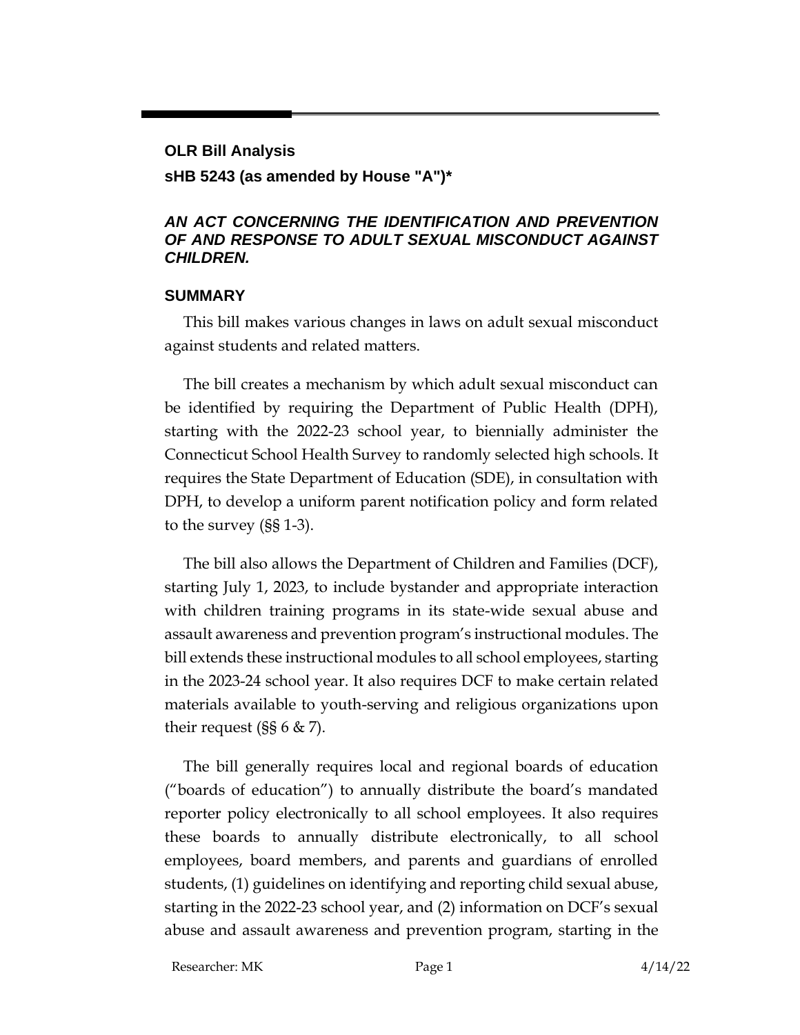**OLR Bill Analysis**

**sHB 5243 (as amended by House "A")***

***AN ACT CONCERNING THE IDENTIFICATION AND PREVENTION OF AND RESPONSE TO ADULT SEXUAL MISCONDUCT AGAINST CHILDREN.***

## SUMMARY

This bill makes various changes in laws on adult sexual misconduct against students and related matters.

The bill creates a mechanism by which adult sexual misconduct can be identified by requiring the Department of Public Health (DPH), starting with the 2022-23 school year, to biennially administer the Connecticut School Health Survey to randomly selected high schools. It requires the State Department of Education (SDE), in consultation with DPH, to develop a uniform parent notification policy and form related to the survey (§§ 1-3).

The bill also allows the Department of Children and Families (DCF), starting July 1, 2023, to include bystander and appropriate interaction with children training programs in its state-wide sexual abuse and assault awareness and prevention program's instructional modules. The bill extends these instructional modules to all school employees, starting in the 2023-24 school year. It also requires DCF to make certain related materials available to youth-serving and religious organizations upon their request (§§ 6 & 7).

The bill generally requires local and regional boards of education ("boards of education") to annually distribute the board's mandated reporter policy electronically to all school employees. It also requires these boards to annually distribute electronically, to all school employees, board members, and parents and guardians of enrolled students, (1) guidelines on identifying and reporting child sexual abuse, starting in the 2022-23 school year, and (2) information on DCF's sexual abuse and assault awareness and prevention program, starting in the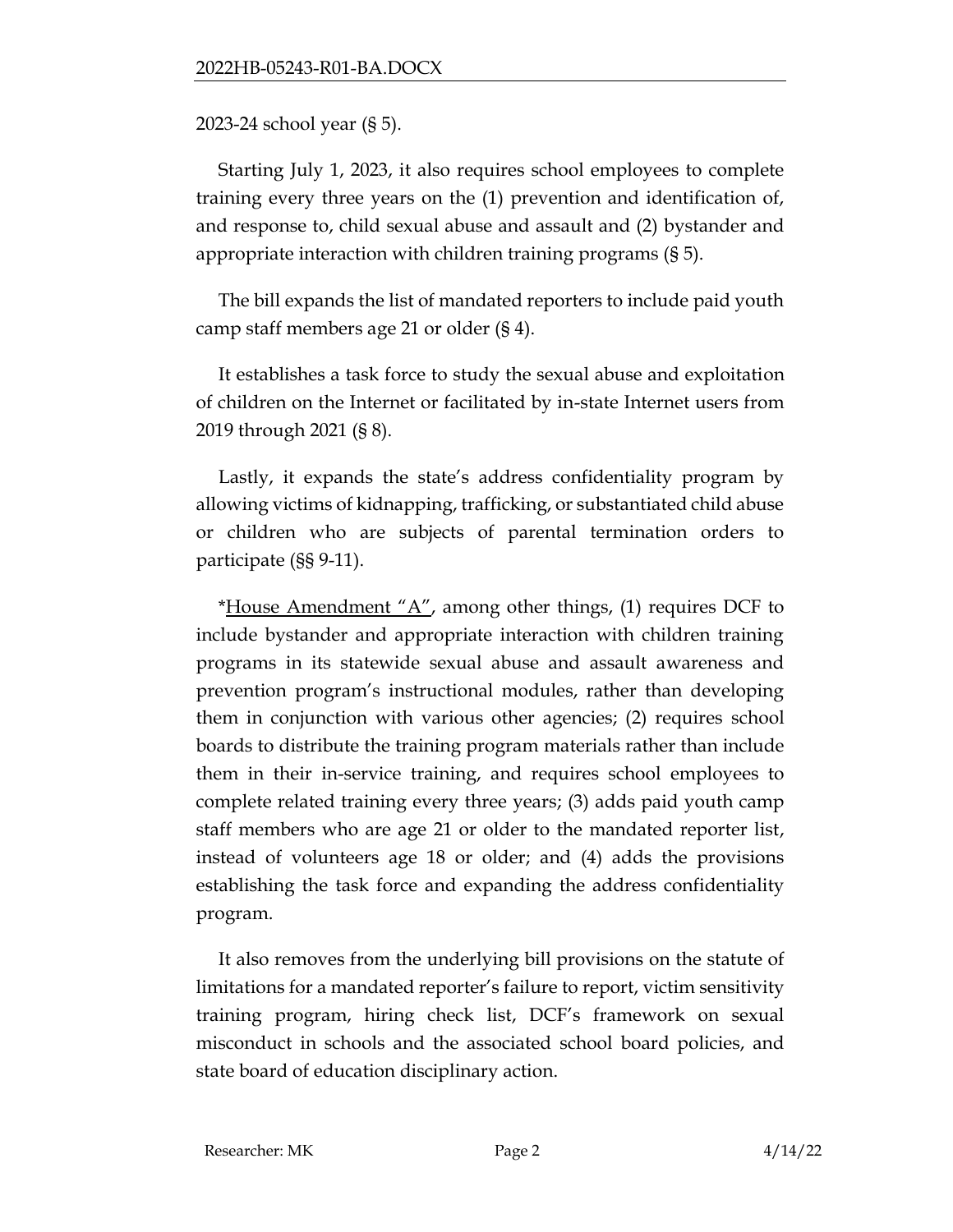2023-24 school year (§ 5).

Starting July 1, 2023, it also requires school employees to complete training every three years on the (1) prevention and identification of, and response to, child sexual abuse and assault and (2) bystander and appropriate interaction with children training programs (§ 5).

The bill expands the list of mandated reporters to include paid youth camp staff members age 21 or older (§ 4).

It establishes a task force to study the sexual abuse and exploitation of children on the Internet or facilitated by in-state Internet users from 2019 through 2021 (§ 8).

Lastly, it expands the state's address confidentiality program by allowing victims of kidnapping, trafficking, or substantiated child abuse or children who are subjects of parental termination orders to participate (§§ 9-11).

*<u>House Amendment "A"</u>, among other things, (1) requires DCF to include bystander and appropriate interaction with children training programs in its statewide sexual abuse and assault awareness and prevention program's instructional modules, rather than developing them in conjunction with various other agencies; (2) requires school boards to distribute the training program materials rather than include them in their in-service training, and requires school employees to complete related training every three years; (3) adds paid youth camp staff members who are age 21 or older to the mandated reporter list, instead of volunteers age 18 or older; and (4) adds the provisions establishing the task force and expanding the address confidentiality program.

It also removes from the underlying bill provisions on the statute of limitations for a mandated reporter's failure to report, victim sensitivity training program, hiring check list, DCF's framework on sexual misconduct in schools and the associated school board policies, and state board of education disciplinary action.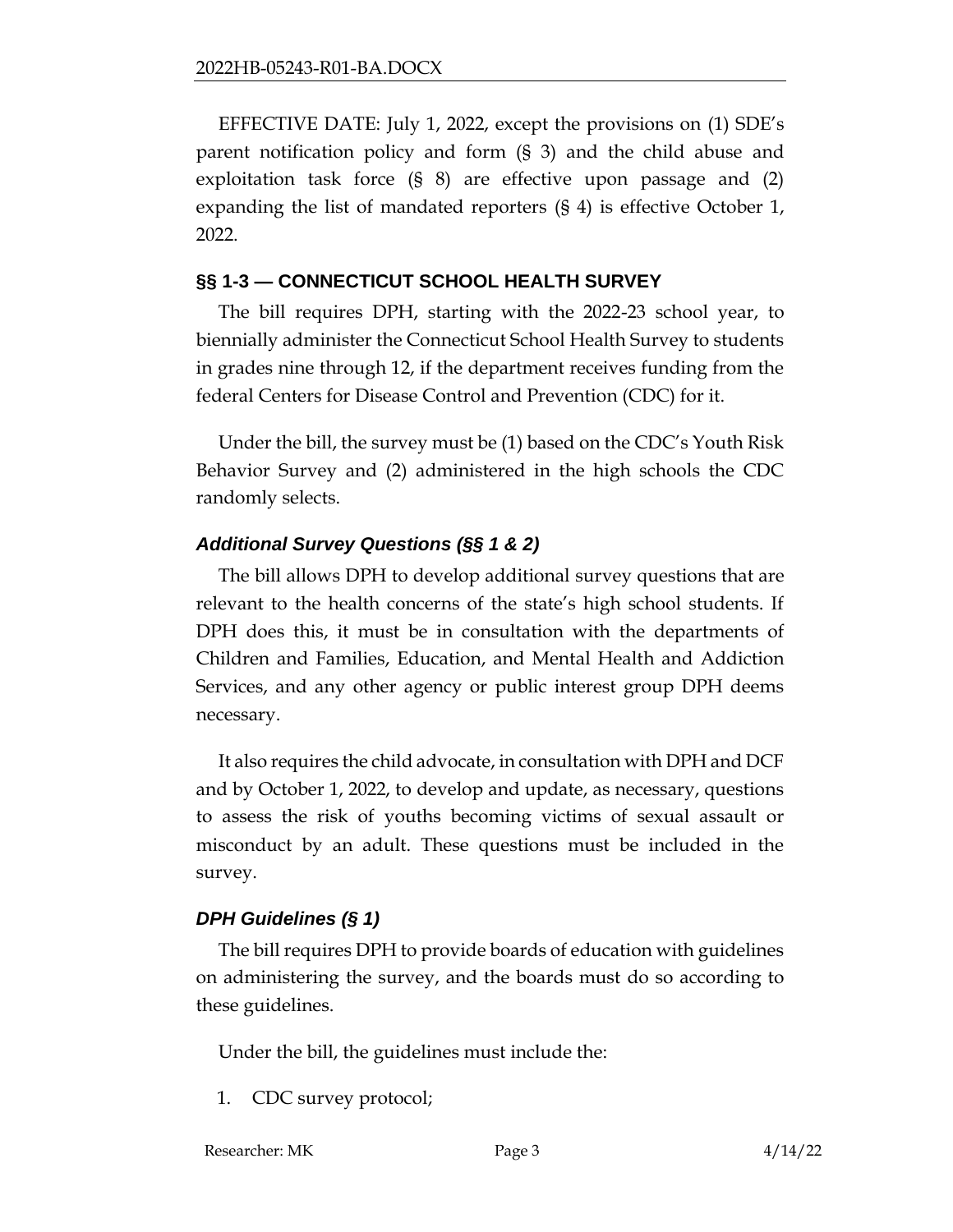EFFECTIVE DATE: July 1, 2022, except the provisions on (1) SDE's parent notification policy and form (§ 3) and the child abuse and exploitation task force (§ 8) are effective upon passage and (2) expanding the list of mandated reporters (§ 4) is effective October 1, 2022.

## §§ 1-3 — CONNECTICUT SCHOOL HEALTH SURVEY

The bill requires DPH, starting with the 2022-23 school year, to biennially administer the Connecticut School Health Survey to students in grades nine through 12, if the department receives funding from the federal Centers for Disease Control and Prevention (CDC) for it.

Under the bill, the survey must be (1) based on the CDC's Youth Risk Behavior Survey and (2) administered in the high schools the CDC randomly selects.

### *Additional Survey Questions (§§ 1 & 2)*

The bill allows DPH to develop additional survey questions that are relevant to the health concerns of the state's high school students. If DPH does this, it must be in consultation with the departments of Children and Families, Education, and Mental Health and Addiction Services, and any other agency or public interest group DPH deems necessary.

It also requires the child advocate, in consultation with DPH and DCF and by October 1, 2022, to develop and update, as necessary, questions to assess the risk of youths becoming victims of sexual assault or misconduct by an adult. These questions must be included in the survey.

### *DPH Guidelines (§ 1)*

The bill requires DPH to provide boards of education with guidelines on administering the survey, and the boards must do so according to these guidelines.

Under the bill, the guidelines must include the:

1. CDC survey protocol;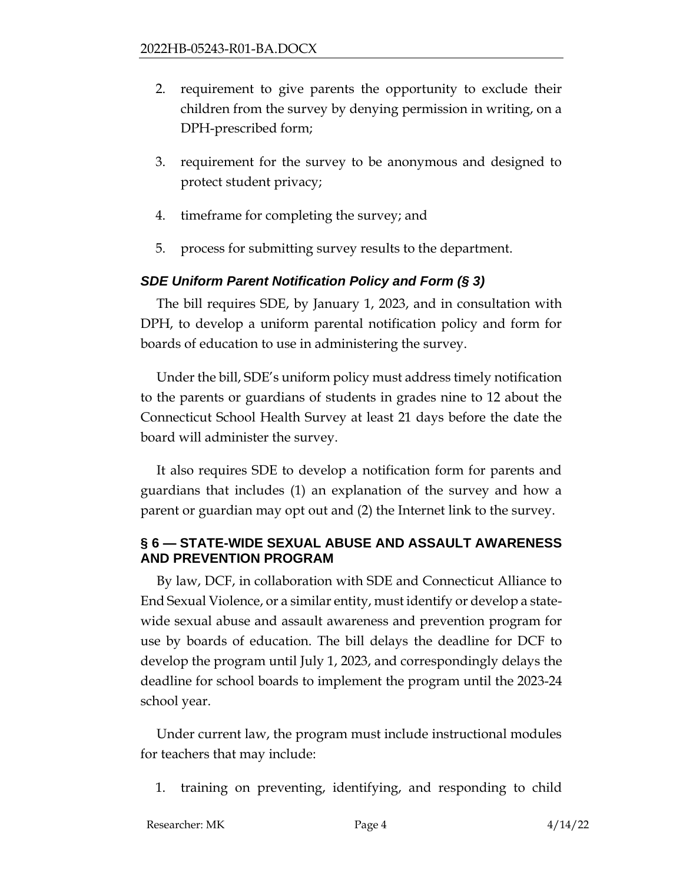2. requirement to give parents the opportunity to exclude their children from the survey by denying permission in writing, on a DPH-prescribed form;
3. requirement for the survey to be anonymous and designed to protect student privacy;
4. timeframe for completing the survey; and
5. process for submitting survey results to the department.

### *SDE Uniform Parent Notification Policy and Form (§ 3)*

The bill requires SDE, by January 1, 2023, and in consultation with DPH, to develop a uniform parental notification policy and form for boards of education to use in administering the survey.

Under the bill, SDE's uniform policy must address timely notification to the parents or guardians of students in grades nine to 12 about the Connecticut School Health Survey at least 21 days before the date the board will administer the survey.

It also requires SDE to develop a notification form for parents and guardians that includes (1) an explanation of the survey and how a parent or guardian may opt out and (2) the Internet link to the survey.

## § 6 — STATE-WIDE SEXUAL ABUSE AND ASSAULT AWARENESS AND PREVENTION PROGRAM

By law, DCF, in collaboration with SDE and Connecticut Alliance to End Sexual Violence, or a similar entity, must identify or develop a state-wide sexual abuse and assault awareness and prevention program for use by boards of education. The bill delays the deadline for DCF to develop the program until July 1, 2023, and correspondingly delays the deadline for school boards to implement the program until the 2023-24 school year.

Under current law, the program must include instructional modules for teachers that may include:

1. training on preventing, identifying, and responding to child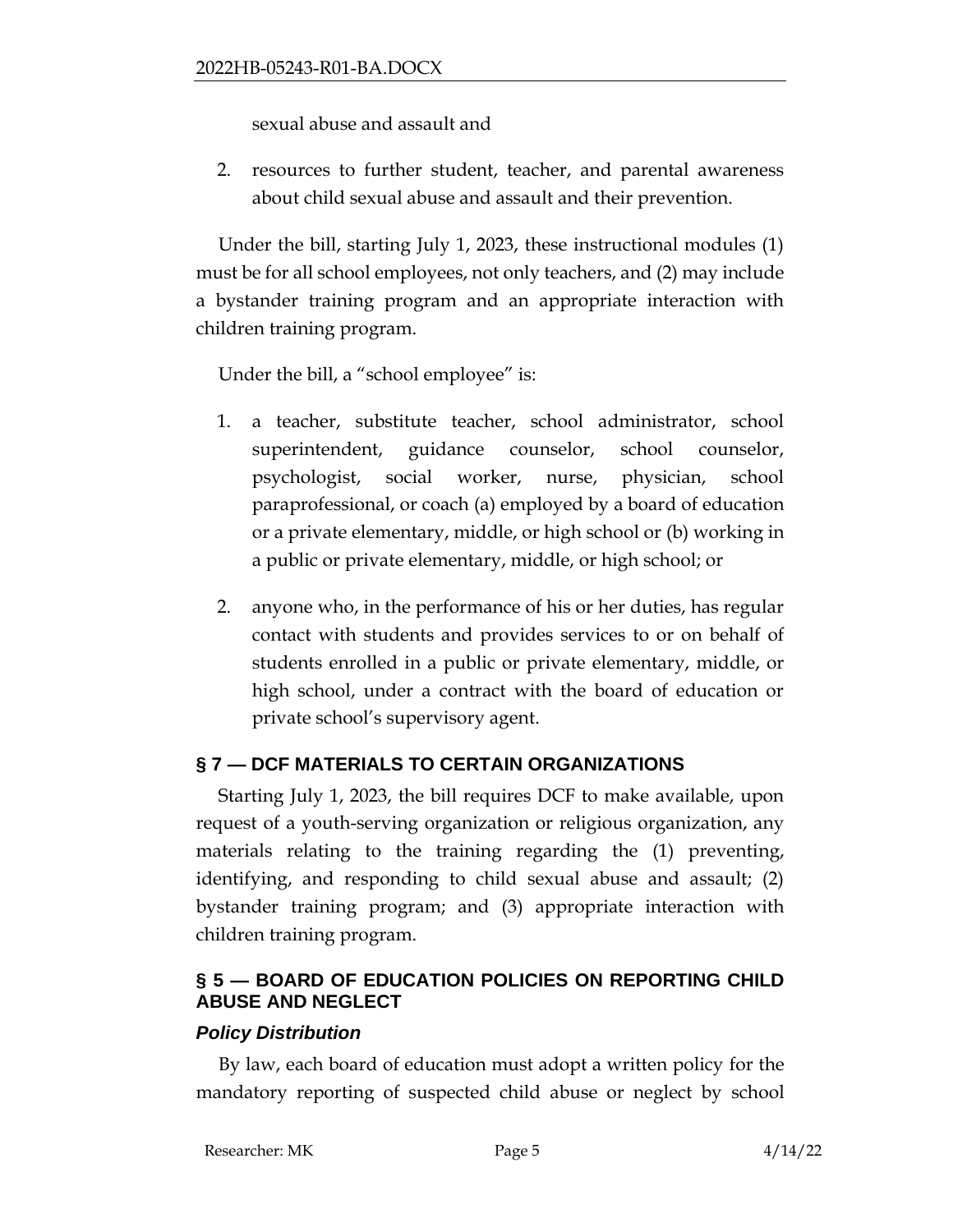sexual abuse and assault and

2. resources to further student, teacher, and parental awareness about child sexual abuse and assault and their prevention.

Under the bill, starting July 1, 2023, these instructional modules (1) must be for all school employees, not only teachers, and (2) may include a bystander training program and an appropriate interaction with children training program.

Under the bill, a "school employee" is:

1. a teacher, substitute teacher, school administrator, school superintendent, guidance counselor, school counselor, psychologist, social worker, nurse, physician, school paraprofessional, or coach (a) employed by a board of education or a private elementary, middle, or high school or (b) working in a public or private elementary, middle, or high school; or

2. anyone who, in the performance of his or her duties, has regular contact with students and provides services to or on behalf of students enrolled in a public or private elementary, middle, or high school, under a contract with the board of education or private school's supervisory agent.

## § 7 — DCF MATERIALS TO CERTAIN ORGANIZATIONS

Starting July 1, 2023, the bill requires DCF to make available, upon request of a youth-serving organization or religious organization, any materials relating to the training regarding the (1) preventing, identifying, and responding to child sexual abuse and assault; (2) bystander training program; and (3) appropriate interaction with children training program.

## § 5 — BOARD OF EDUCATION POLICIES ON REPORTING CHILD ABUSE AND NEGLECT

### *Policy Distribution*

By law, each board of education must adopt a written policy for the mandatory reporting of suspected child abuse or neglect by school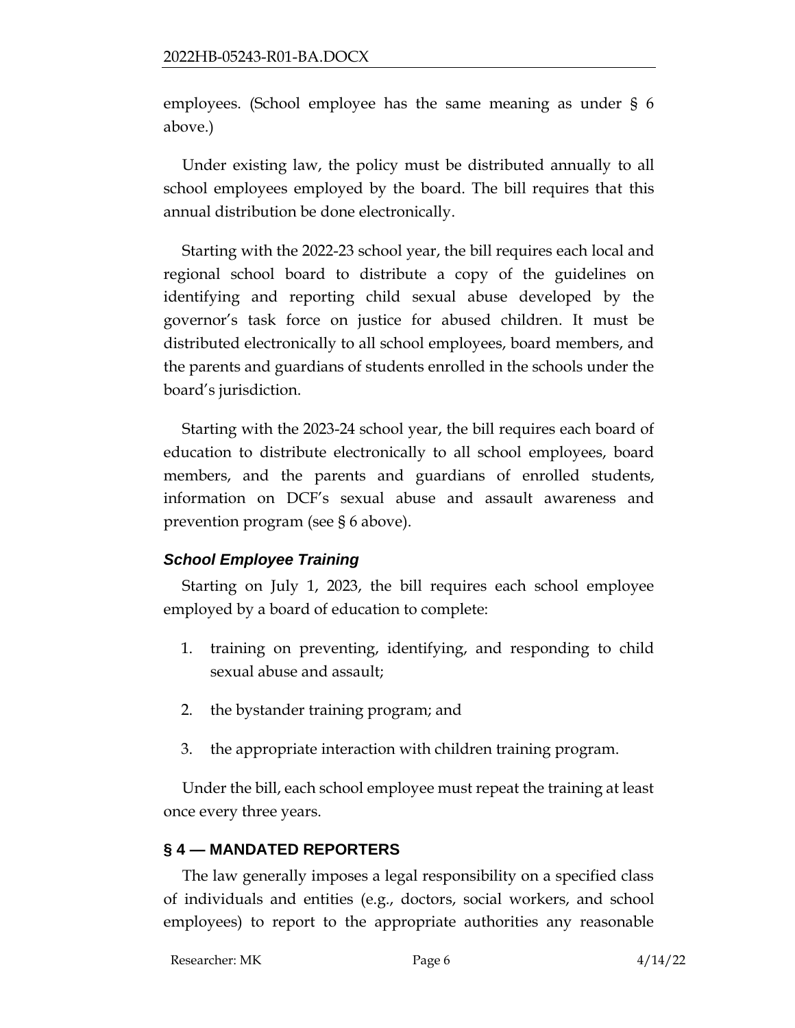employees. (School employee has the same meaning as under § 6 above.)

Under existing law, the policy must be distributed annually to all school employees employed by the board. The bill requires that this annual distribution be done electronically.

Starting with the 2022-23 school year, the bill requires each local and regional school board to distribute a copy of the guidelines on identifying and reporting child sexual abuse developed by the governor's task force on justice for abused children. It must be distributed electronically to all school employees, board members, and the parents and guardians of students enrolled in the schools under the board's jurisdiction.

Starting with the 2023-24 school year, the bill requires each board of education to distribute electronically to all school employees, board members, and the parents and guardians of enrolled students, information on DCF's sexual abuse and assault awareness and prevention program (see § 6 above).

### *School Employee Training*

Starting on July 1, 2023, the bill requires each school employee employed by a board of education to complete:

1. training on preventing, identifying, and responding to child sexual abuse and assault;
2. the bystander training program; and
3. the appropriate interaction with children training program.

Under the bill, each school employee must repeat the training at least once every three years.

## § 4 — MANDATED REPORTERS

The law generally imposes a legal responsibility on a specified class of individuals and entities (e.g., doctors, social workers, and school employees) to report to the appropriate authorities any reasonable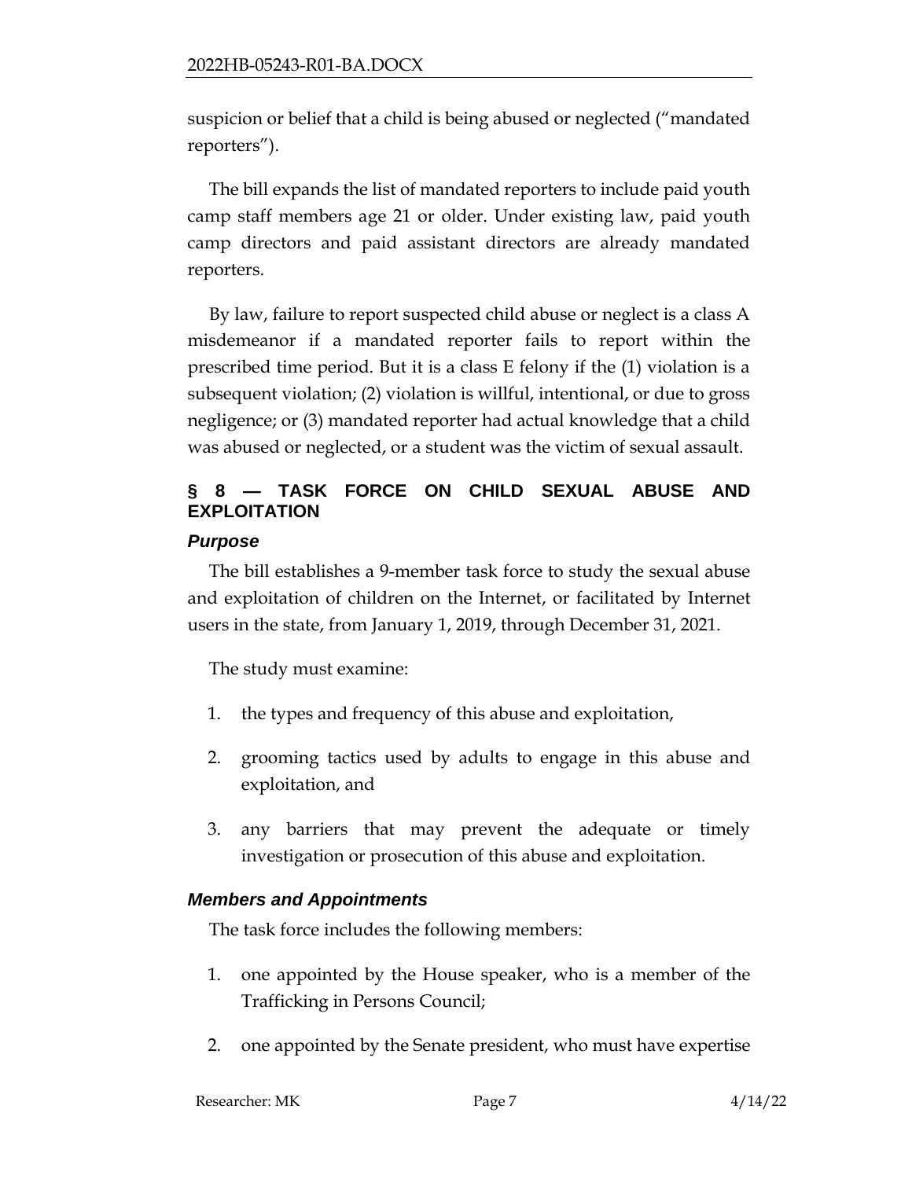suspicion or belief that a child is being abused or neglected ("mandated reporters").

The bill expands the list of mandated reporters to include paid youth camp staff members age 21 or older. Under existing law, paid youth camp directors and paid assistant directors are already mandated reporters.

By law, failure to report suspected child abuse or neglect is a class A misdemeanor if a mandated reporter fails to report within the prescribed time period. But it is a class E felony if the (1) violation is a subsequent violation; (2) violation is willful, intentional, or due to gross negligence; or (3) mandated reporter had actual knowledge that a child was abused or neglected, or a student was the victim of sexual assault.

## § 8 — TASK FORCE ON CHILD SEXUAL ABUSE AND EXPLOITATION

### *Purpose*

The bill establishes a 9-member task force to study the sexual abuse and exploitation of children on the Internet, or facilitated by Internet users in the state, from January 1, 2019, through December 31, 2021.

The study must examine:

1. the types and frequency of this abuse and exploitation,
2. grooming tactics used by adults to engage in this abuse and exploitation, and
3. any barriers that may prevent the adequate or timely investigation or prosecution of this abuse and exploitation.

### *Members and Appointments*

The task force includes the following members:

1. one appointed by the House speaker, who is a member of the Trafficking in Persons Council;
2. one appointed by the Senate president, who must have expertise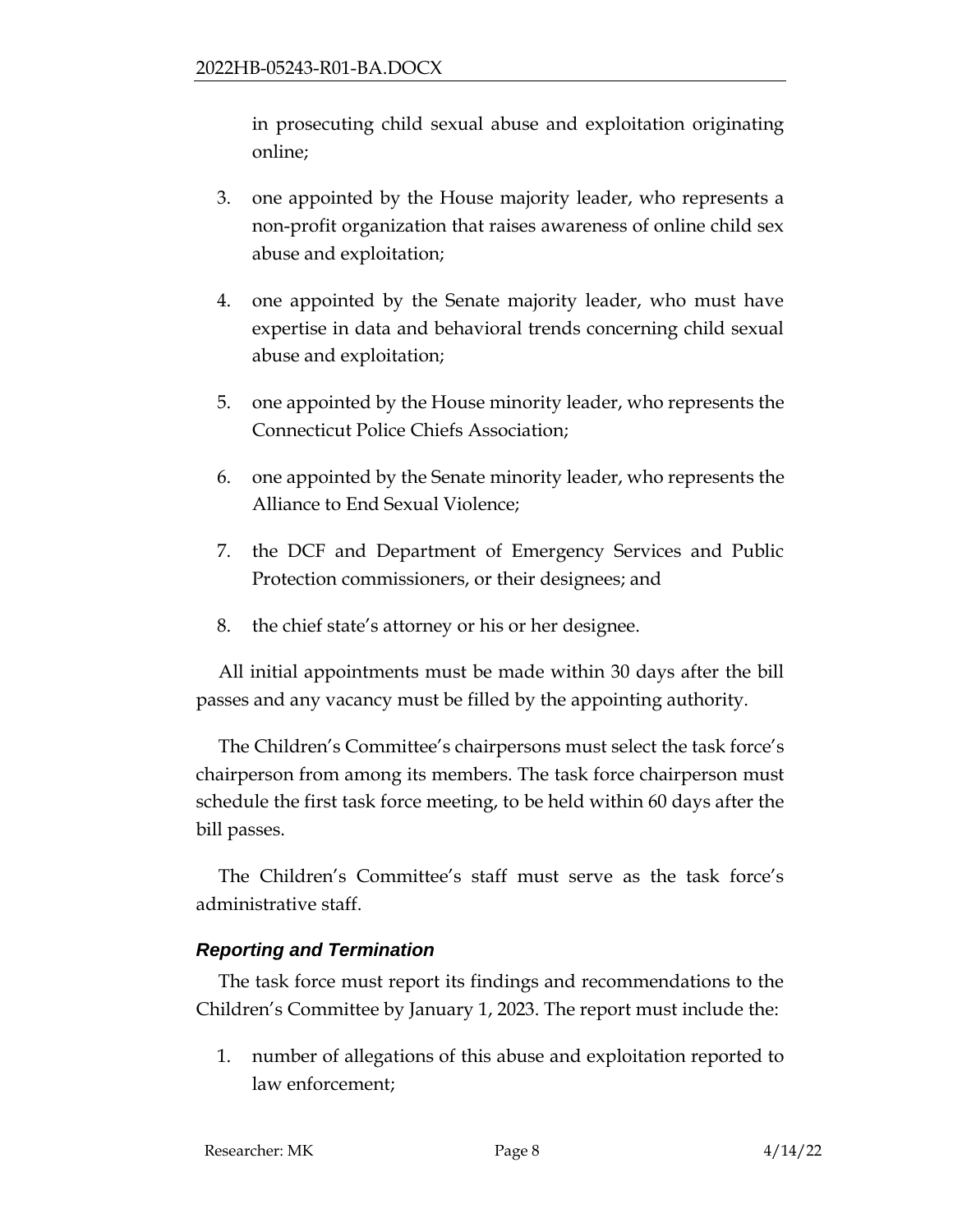in prosecuting child sexual abuse and exploitation originating online;

3. one appointed by the House majority leader, who represents a non-profit organization that raises awareness of online child sex abuse and exploitation;
4. one appointed by the Senate majority leader, who must have expertise in data and behavioral trends concerning child sexual abuse and exploitation;
5. one appointed by the House minority leader, who represents the Connecticut Police Chiefs Association;
6. one appointed by the Senate minority leader, who represents the Alliance to End Sexual Violence;
7. the DCF and Department of Emergency Services and Public Protection commissioners, or their designees; and
8. the chief state's attorney or his or her designee.

All initial appointments must be made within 30 days after the bill passes and any vacancy must be filled by the appointing authority.

The Children's Committee's chairpersons must select the task force's chairperson from among its members. The task force chairperson must schedule the first task force meeting, to be held within 60 days after the bill passes.

The Children's Committee's staff must serve as the task force's administrative staff.

### *Reporting and Termination*

The task force must report its findings and recommendations to the Children's Committee by January 1, 2023. The report must include the:

1. number of allegations of this abuse and exploitation reported to law enforcement;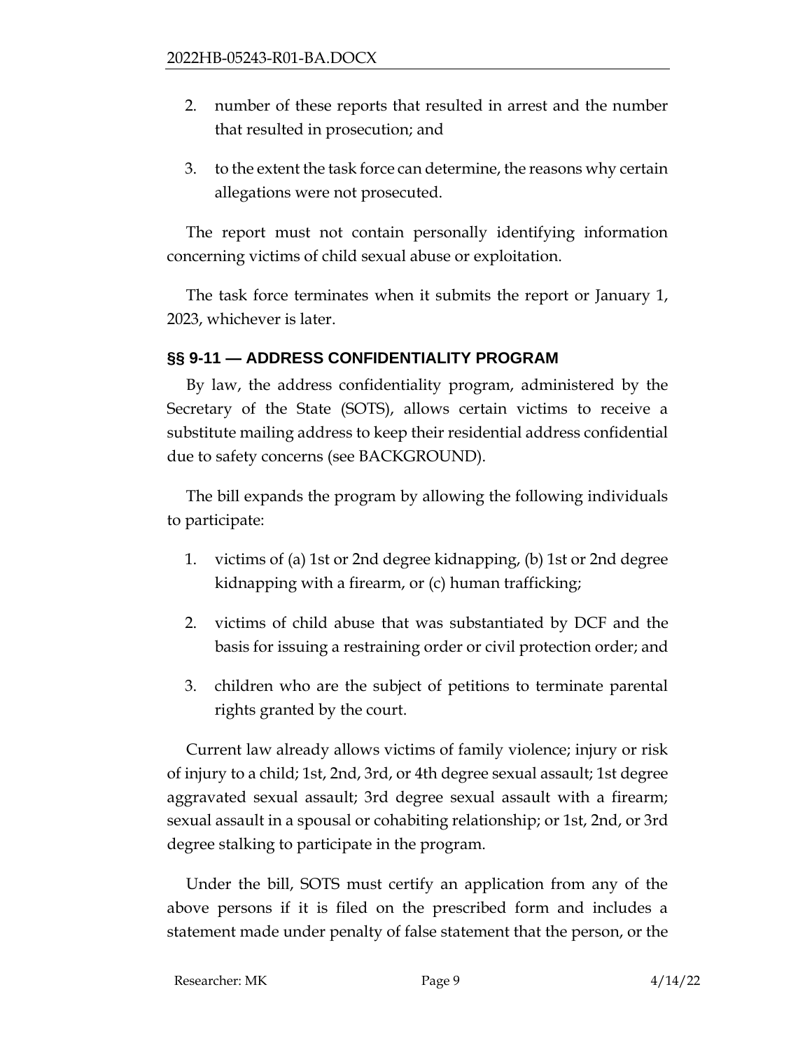2. number of these reports that resulted in arrest and the number that resulted in prosecution; and

3. to the extent the task force can determine, the reasons why certain allegations were not prosecuted.

The report must not contain personally identifying information concerning victims of child sexual abuse or exploitation.

The task force terminates when it submits the report or January 1, 2023, whichever is later.

## §§ 9-11 — ADDRESS CONFIDENTIALITY PROGRAM

By law, the address confidentiality program, administered by the Secretary of the State (SOTS), allows certain victims to receive a substitute mailing address to keep their residential address confidential due to safety concerns (see BACKGROUND).

The bill expands the program by allowing the following individuals to participate:

1. victims of (a) 1st or 2nd degree kidnapping, (b) 1st or 2nd degree kidnapping with a firearm, or (c) human trafficking;

2. victims of child abuse that was substantiated by DCF and the basis for issuing a restraining order or civil protection order; and

3. children who are the subject of petitions to terminate parental rights granted by the court.

Current law already allows victims of family violence; injury or risk of injury to a child; 1st, 2nd, 3rd, or 4th degree sexual assault; 1st degree aggravated sexual assault; 3rd degree sexual assault with a firearm; sexual assault in a spousal or cohabiting relationship; or 1st, 2nd, or 3rd degree stalking to participate in the program.

Under the bill, SOTS must certify an application from any of the above persons if it is filed on the prescribed form and includes a statement made under penalty of false statement that the person, or the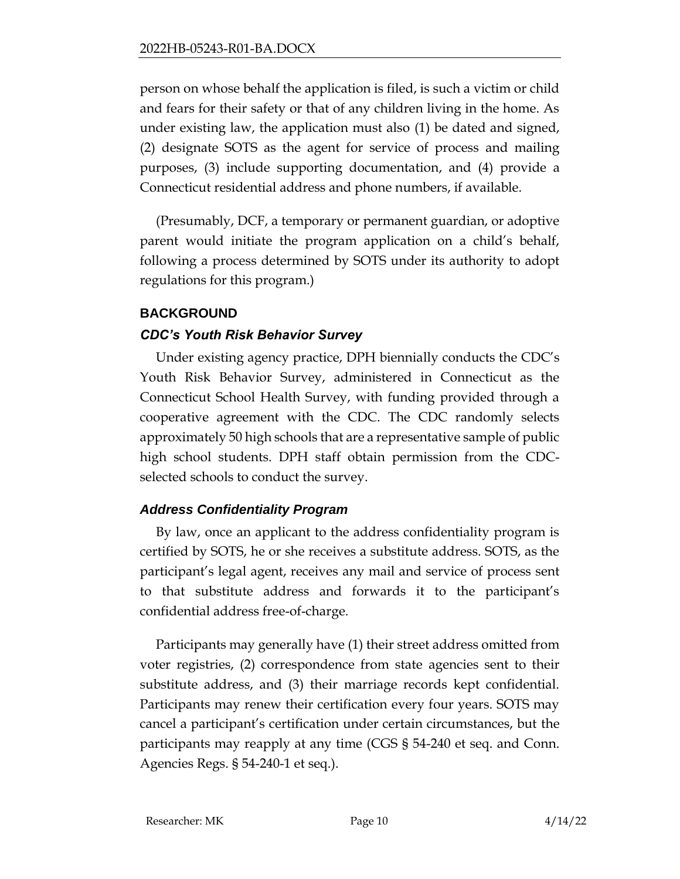person on whose behalf the application is filed, is such a victim or child and fears for their safety or that of any children living in the home. As under existing law, the application must also (1) be dated and signed, (2) designate SOTS as the agent for service of process and mailing purposes, (3) include supporting documentation, and (4) provide a Connecticut residential address and phone numbers, if available.

(Presumably, DCF, a temporary or permanent guardian, or adoptive parent would initiate the program application on a child's behalf, following a process determined by SOTS under its authority to adopt regulations for this program.)

## BACKGROUND

### *CDC's Youth Risk Behavior Survey*

Under existing agency practice, DPH biennially conducts the CDC's Youth Risk Behavior Survey, administered in Connecticut as the Connecticut School Health Survey, with funding provided through a cooperative agreement with the CDC. The CDC randomly selects approximately 50 high schools that are a representative sample of public high school students. DPH staff obtain permission from the CDC-selected schools to conduct the survey.

### *Address Confidentiality Program*

By law, once an applicant to the address confidentiality program is certified by SOTS, he or she receives a substitute address. SOTS, as the participant's legal agent, receives any mail and service of process sent to that substitute address and forwards it to the participant's confidential address free-of-charge.

Participants may generally have (1) their street address omitted from voter registries, (2) correspondence from state agencies sent to their substitute address, and (3) their marriage records kept confidential. Participants may renew their certification every four years. SOTS may cancel a participant's certification under certain circumstances, but the participants may reapply at any time (CGS § 54-240 et seq. and Conn. Agencies Regs. § 54-240-1 et seq.).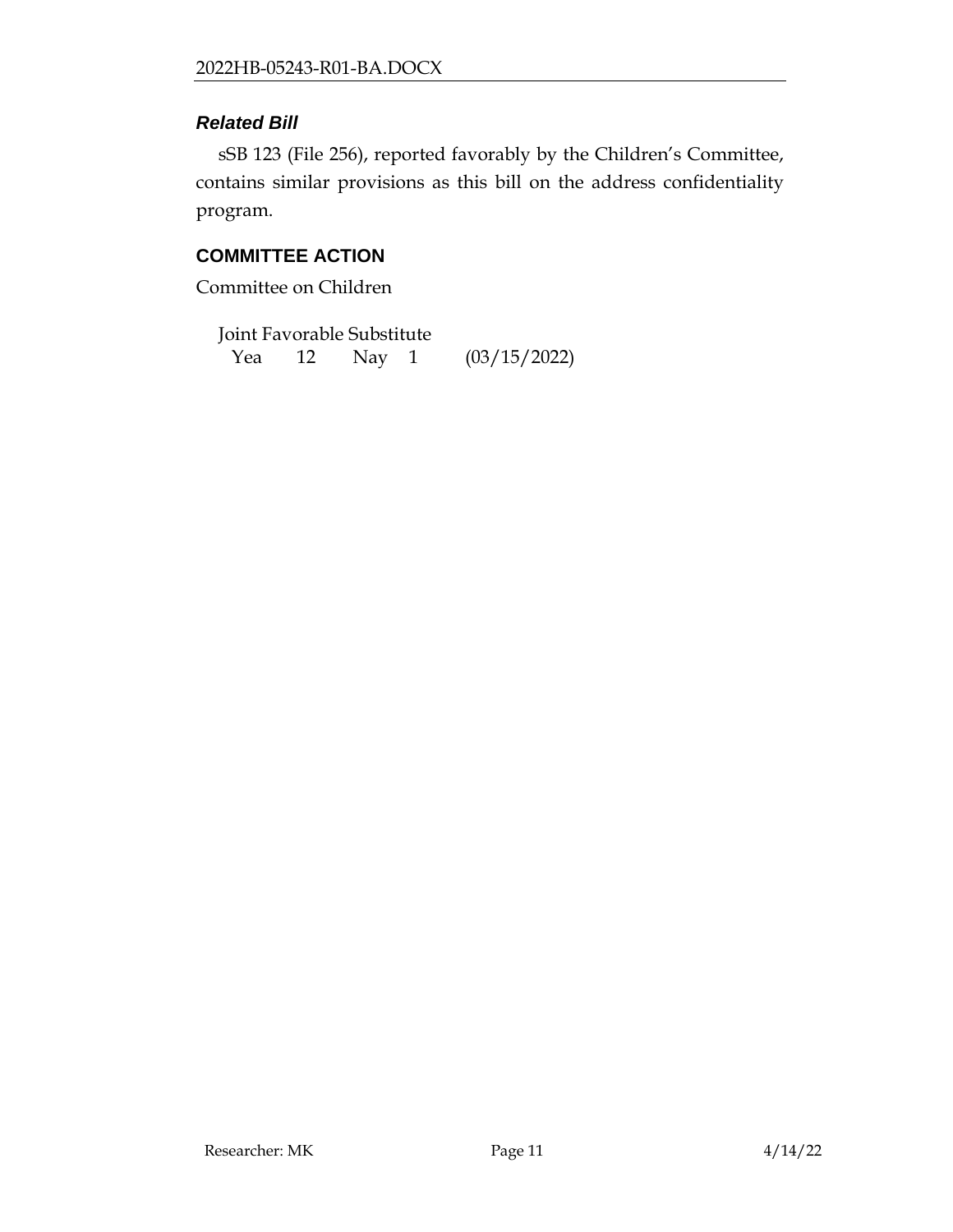### *Related Bill*

sSB 123 (File 256), reported favorably by the Children's Committee, contains similar provisions as this bill on the address confidentiality program.

## COMMITTEE ACTION

Committee on Children

Joint Favorable Substitute

| | | | | |
|---|---|---|---|---|
| Yea | 12 | Nay | 1 | (03/15/2022) |